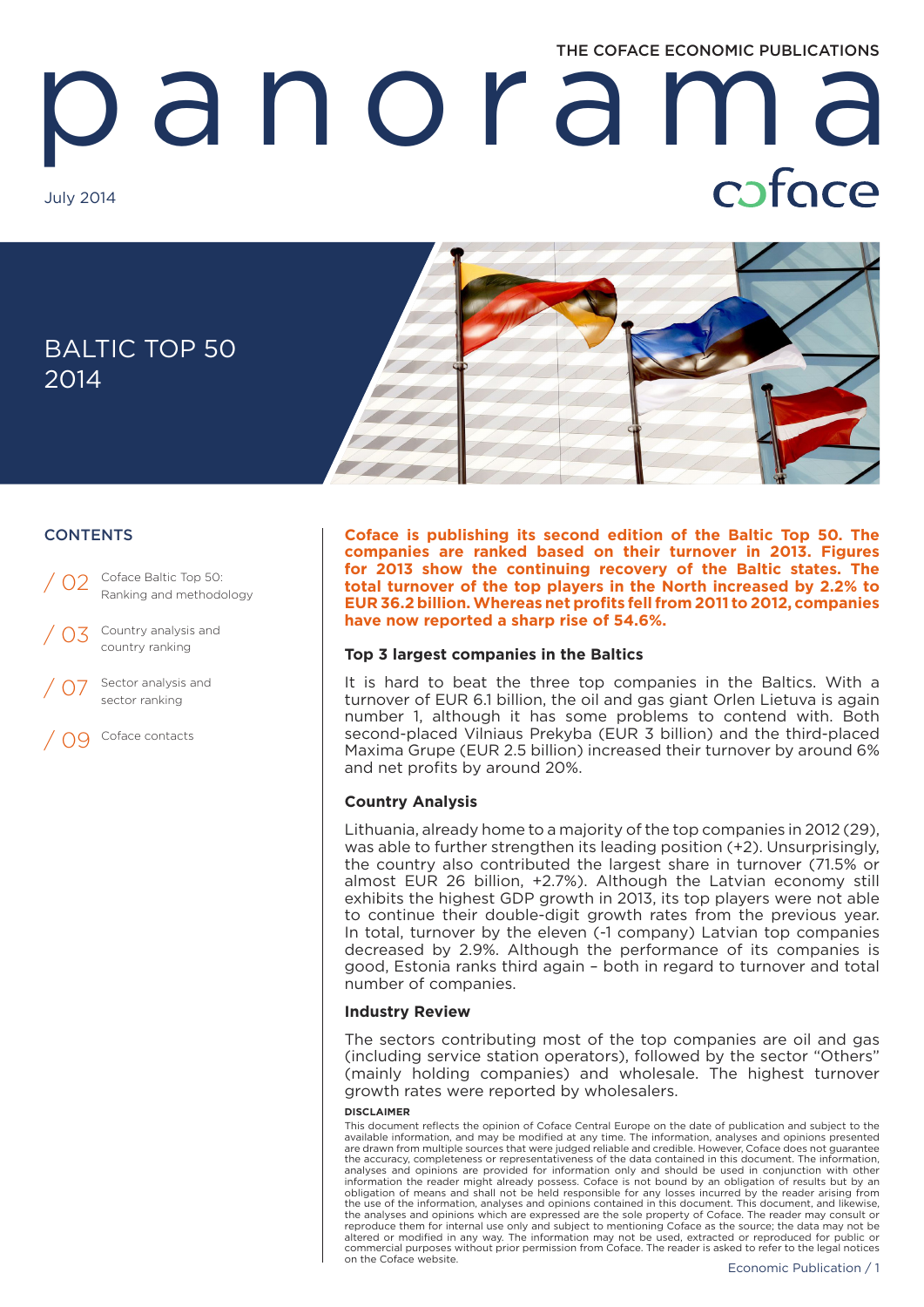THE COFACE ECONOMIC PUBLICATIONS

# panorama

July 2014

coface

## BALTIC TOP 50 2014

### CONTENTS

/ 02 Coface Baltic Top 50: Ranking and methodology

/ 03 Country analysis and country ranking

/ 07 Sector analysis and sector ranking

/ 09 Coface contacts

**Coface is publishing its second edition of the Baltic Top 50. The companies are ranked based on their turnover in 2013. Figures for 2013 show the continuing recovery of the Baltic states. The total turnover of the top players in the North increased by 2.2% to EUR 36.2 billion. Whereas net profits fell from 2011 to 2012, companies have now reported a sharp rise of 54.6%.**

### Top 3 largest companies in the Baltics

It is hard to beat the three top companies in the Baltics. With a turnover of EUR 6.1 billion, the oil and gas giant Orlen Lietuva is again number 1, although it has some problems to contend with. Both second-placed Vilniaus Prekyba (EUR 3 billion) and the third-placed Maxima Grupe (EUR 2.5 billion) increased their turnover by around 6% and net profits by around 20%.

### Country Analysis

Lithuania, already home to a majority of the top companies in 2012 (29), was able to further strengthen its leading position (+2). Unsurprisingly, the country also contributed the largest share in turnover (71.5% or almost EUR 26 billion, +2.7%). Although the Latvian economy still exhibits the highest GDP growth in 2013, its top players were not able to continue their double-digit growth rates from the previous year. In total, turnover by the eleven (-1 company) Latvian top companies decreased by 2.9%. Although the performance of its companies is good, Estonia ranks third again – both in regard to turnover and total number of companies.

### Industry Review

The sectors contributing most of the top companies are oil and gas (including service station operators), followed by the sector "Others" (mainly holding companies) and wholesale. The highest turnover growth rates were reported by wholesalers.

**DISCLAIMER**

This document reflects the opinion of Coface Central Europe on the date of publication and subject to the available information, and may be modified at any time. The information, analyses and opinions presented are drawn from multiple sources that were judged reliable and credible. However, Coface does not guarantee the accuracy, completeness or representativeness of the data contained in this document. The information, analyses and opinions are provided for information only and should be used in conjunction with other information the reader might already possess. Coface is not bound by an obligation of results but by an obligation of means and shall not be held responsible for any losses incurred by the reader arising from the use of the information, analyses and opinions contained in this document. This document, and likewise, the analyses and opinions which are expressed are the sole property of Coface. The reader may consult or reproduce them for internal use only and subject to mentioning Coface as the source; the data may not be altered or modified in any way. The information may not be used, extracted or reproduced for public or commercial purposes without prior permission from Coface. The reader is asked to refer to the legal notices on the Coface website.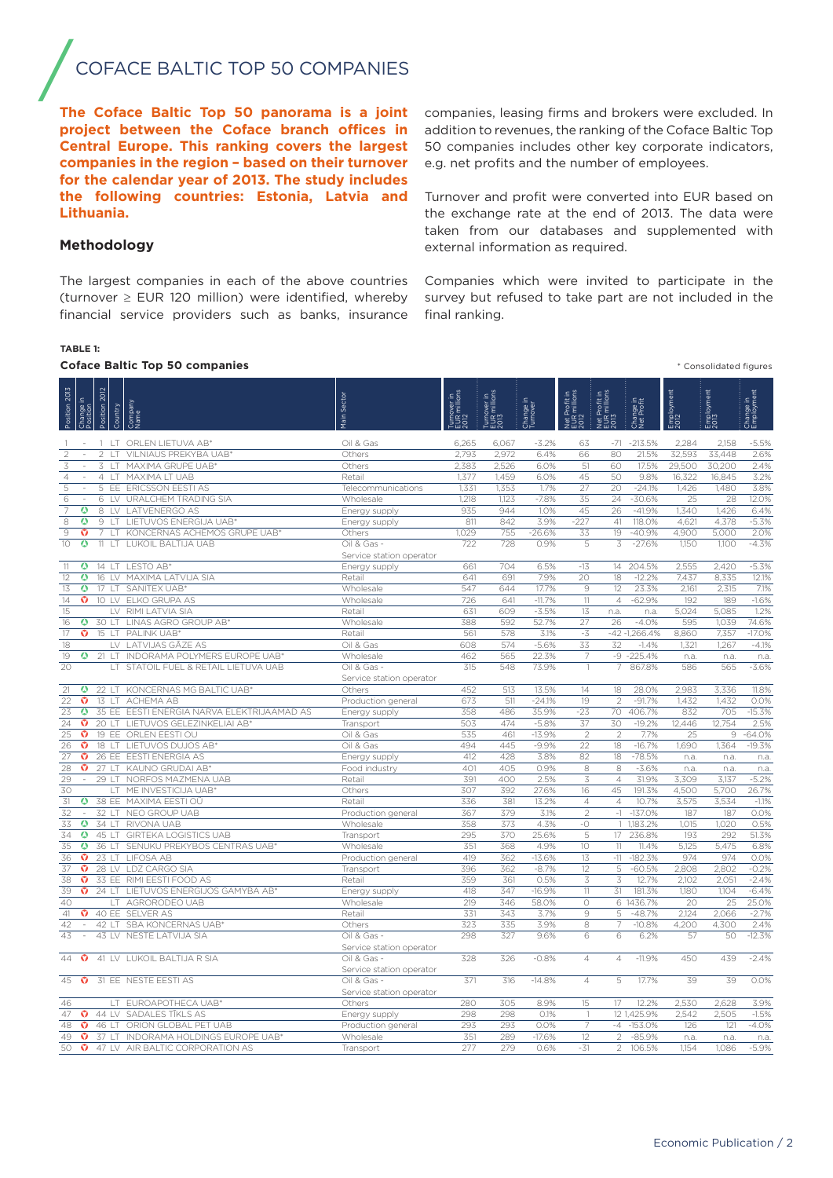# COFACE BALTIC TOP 50 COMPANIES

**The Coface Baltic Top 50 panorama is a joint project between the Coface branch offices in Central Europe. This ranking covers the largest companies in the region – based on their turnover for the calendar year of 2013. The study includes the following countries: Estonia, Latvia and Lithuania.**

### Methodology

The largest companies in each of the above countries (turnover ≥ EUR 120 million) were identified, whereby financial service providers such as banks, insurance companies, leasing firms and brokers were excluded. In addition to revenues, the ranking of the Coface Baltic Top 50 companies includes other key corporate indicators, e.g. net profits and the number of employees.

Turnover and profit were converted into EUR based on the exchange rate at the end of 2013. The data were taken from our databases and supplemented with external information as required.

Companies which were invited to participate in the survey but refused to take part are not included in the final ranking.

**TABLE 1:**

**Coface Baltic Top 50 companies**

\* Consolidated figures

| Position 2013 | Change in Position | Position 2012 | Country | Company Name | Main Sector | Turnover in EUR millions 2012 | Turnover in EUR millions 2013 | Change in Turnover | Net Profit in EUR millions 2012 | Net Profit in EUR millions 2013 | Change in Net Profit | Employment 2012 | Employment 2013 | Change in Employment |
|---|---|---|---|---|---|---|---|---|---|---|---|---|---|---|
| 1 | - | 1 | LT | ORLEN LIETUVA AB* | Oil & Gas | 6,265 | 6,067 | -3.2% | 63 | -71 | -213.5% | 2,284 | 2,158 | -5.5% |
| 2 | - | 2 | LT | VILNIAUS PREKYBA UAB* | Others | 2,793 | 2,972 | 6.4% | 66 | 80 | 21.5% | 32,593 | 33,448 | 2.6% |
| 3 | - | 3 | LT | MAXIMA GRUPE UAB* | Others | 2,383 | 2,526 | 6.0% | 51 | 60 | 17.5% | 29,500 | 30,200 | 2.4% |
| 4 | - | 4 | LT | MAXIMA LT UAB | Retail | 1,377 | 1,459 | 6.0% | 45 | 50 | 9.8% | 16,322 | 16,845 | 3.2% |
| 5 | - | 5 | EE | ERICSSON EESTI AS | Telecommunications | 1,331 | 1,353 | 1.7% | 27 | 20 | -24.1% | 1,426 | 1,480 | 3.8% |
| 6 | - | 6 | LV | URALCHEM TRADING SIA | Wholesale | 1,218 | 1,123 | -7.8% | 35 | 24 | -30.6% | 25 | 28 | 12.0% |
| 7 | ▲ | 8 | LV | LATVENERGO AS | Energy supply | 935 | 944 | 1.0% | 45 | 26 | -41.9% | 1,340 | 1,426 | 6.4% |
| 8 | ▲ | 9 | LT | LIETUVOS ENERGIJA UAB* | Energy supply | 811 | 842 | 3.9% | -227 | 41 | 118.0% | 4,621 | 4,378 | -5.3% |
| 9 | ▼ | 7 | LT | KONCERNAS ACHEMOS GRUPE UAB* | Others | 1,029 | 755 | -26.6% | 33 | 19 | -40.9% | 4,900 | 5,000 | 2.0% |
| 10 | ▲ | 11 | LT | LUKOIL BALTIJA UAB | Oil & Gas - Service station operator | 722 | 728 | 0.9% | 5 | 3 | -27.6% | 1,150 | 1,100 | -4.3% |
| 11 | ▲ | 14 | LT | LESTO AB* | Energy supply | 661 | 704 | 6.5% | -13 | 14 | 204.5% | 2,555 | 2,420 | -5.3% |
| 12 | ▲ | 16 | LV | MAXIMA LATVIJA SIA | Retail | 641 | 691 | 7.9% | 20 | 18 | -12.2% | 7,437 | 8,335 | 12.1% |
| 13 | ▲ | 17 | LT | SANITEX UAB* | Wholesale | 547 | 644 | 17.7% | 9 | 12 | 23.3% | 2,161 | 2,315 | 7.1% |
| 14 | ▼ | 10 | LV | ELKO GRUPA AS | Wholesale | 726 | 641 | -11.7% | 11 | 4 | -62.9% | 192 | 189 | -1.6% |
| 15 | | | LV | RIMI LATVIA SIA | Retail | 631 | 609 | -3.5% | 13 | n.a. | n.a. | 5,024 | 5,085 | 1.2% |
| 16 | ▲ | 30 | LT | LINAS AGRO GROUP AB* | Wholesale | 388 | 592 | 52.7% | 27 | 26 | -4.0% | 595 | 1,039 | 74.6% |
| 17 | ▼ | 15 | LT | PALINK UAB* | Retail | 561 | 578 | 3.1% | -3 | -42 | -1,266.4% | 8,860 | 7,357 | -17.0% |
| 18 | | | LV | LATVIJAS GĀZE AS | Oil & Gas | 608 | 574 | -5.6% | 33 | 32 | -1.4% | 1,321 | 1,267 | -4.1% |
| 19 | ▲ | 21 | LT | INDORAMA POLYMERS EUROPE UAB* | Wholesale | 462 | 565 | 22.3% | 7 | -9 | -225.4% | n.a. | n.a. | n.a. |
| 20 | | | LT | STATOIL FUEL & RETAIL LIETUVA UAB | Oil & Gas - Service station operator | 315 | 548 | 73.9% | 1 | 7 | 867.8% | 586 | 565 | -3.6% |
| 21 | ▲ | 22 | LT | KONCERNAS MG BALTIC UAB* | Others | 452 | 513 | 13.5% | 14 | 18 | 28.0% | 2,983 | 3,336 | 11.8% |
| 22 | ▼ | 13 | LT | ACHEMA AB | Production general | 673 | 511 | -24.1% | 19 | 2 | -91.7% | 1,432 | 1,432 | 0.0% |
| 23 | ▲ | 35 | EE | EESTI ENERGIA NARVA ELEKTRIJAAMAD AS | Energy supply | 358 | 486 | 35.9% | -23 | 70 | 406.7% | 832 | 705 | -15.3% |
| 24 | ▼ | 20 | LT | LIETUVOS GELEZINKELIAI AB* | Transport | 503 | 474 | -5.8% | 37 | 30 | -19.2% | 12,446 | 12,754 | 2.5% |
| 25 | ▼ | 19 | EE | ORLEN EESTI OU | Oil & Gas | 535 | 461 | -13.9% | 2 | 2 | 7.7% | 25 | 9 | -64.0% |
| 26 | ▼ | 18 | LT | LIETUVOS DUJOS AB* | Oil & Gas | 494 | 445 | -9.9% | 22 | 18 | -16.7% | 1,690 | 1,364 | -19.3% |
| 27 | ▼ | 26 | EE | EESTI ENERGIA AS | Energy supply | 412 | 428 | 3.8% | 82 | 18 | -78.5% | n.a. | n.a. | n.a. |
| 28 | ▼ | 27 | LT | KAUNO GRUDAI AB* | Food industry | 401 | 405 | 0.9% | 8 | 8 | -3.6% | n.a. | n.a. | n.a. |
| 29 | - | 29 | LT | NORFOS MAZMENA UAB | Retail | 391 | 400 | 2.5% | 3 | 4 | 31.9% | 3,309 | 3,137 | -5.2% |
| 30 | | | LT | ME INVESTICIJA UAB* | Others | 307 | 392 | 27.6% | 16 | 45 | 191.3% | 4,500 | 5,700 | 26.7% |
| 31 | ▲ | 38 | EE | MAXIMA EESTI OÜ | Retail | 336 | 381 | 13.2% | 4 | 4 | 10.7% | 3,575 | 3,534 | -1.1% |
| 32 | - | 32 | LT | NEO GROUP UAB | Production general | 367 | 379 | 3.1% | 2 | -1 | -137.0% | 187 | 187 | 0.0% |
| 33 | ▲ | 34 | LT | RIVONA UAB | Wholesale | 358 | 373 | 4.3% | -0 | 1 | 1,183.2% | 1,015 | 1,020 | 0.5% |
| 34 | ▲ | 45 | LT | GIRTEKA LOGISTICS UAB | Transport | 295 | 370 | 25.6% | 5 | 17 | 236.8% | 193 | 292 | 51.3% |
| 35 | ▲ | 36 | LT | SENUKU PREKYBOS CENTRAS UAB* | Wholesale | 351 | 368 | 4.9% | 10 | 11 | 11.4% | 5,125 | 5,475 | 6.8% |
| 36 | ▼ | 23 | LT | LIFOSA AB | Production general | 419 | 362 | -13.6% | 13 | -11 | -182.3% | 974 | 974 | 0.0% |
| 37 | ▼ | 28 | LV | LDZ CARGO SIA | Transport | 396 | 362 | -8.7% | 12 | 5 | -60.5% | 2,808 | 2,802 | -0.2% |
| 38 | ▼ | 33 | EE | RIMI EESTI FOOD AS | Retail | 359 | 361 | 0.5% | 3 | 3 | 12.7% | 2,102 | 2,051 | -2.4% |
| 39 | ▼ | 24 | LT | LIETUVOS ENERGIJOS GAMYBA AB* | Energy supply | 418 | 347 | -16.9% | 11 | 31 | 181.3% | 1,180 | 1,104 | -6.4% |
| 40 | | | LT | AGRORODEO UAB | Wholesale | 219 | 346 | 58.0% | 0 | 6 | 1436.7% | 20 | 25 | 25.0% |
| 41 | ▼ | 40 | EE | SELVER AS | Retail | 331 | 343 | 3.7% | 9 | 5 | -48.7% | 2,124 | 2,066 | -2.7% |
| 42 | - | 42 | LT | SBA KONCERNAS UAB* | Others | 323 | 335 | 3.9% | 8 | 7 | -10.8% | 4,200 | 4,300 | 2.4% |
| 43 | - | 43 | LV | NESTE LATVIJA SIA | Oil & Gas - Service station operator | 298 | 327 | 9.6% | 6 | 6 | 6.2% | 57 | 50 | -12.3% |
| 44 | ▼ | 41 | LV | LUKOIL BALTIJA R SIA | Oil & Gas - Service station operator | 328 | 326 | -0.8% | 4 | 4 | -11.9% | 450 | 439 | -2.4% |
| 45 | ▼ | 31 | EE | NESTE EESTI AS | Oil & Gas - Service station operator | 371 | 316 | -14.8% | 4 | 5 | 17.7% | 39 | 39 | 0.0% |
| 46 | | | LT | EUROAPOTHECA UAB* | Others | 280 | 305 | 8.9% | 15 | 17 | 12.2% | 2,530 | 2,628 | 3.9% |
| 47 | ▼ | 44 | LV | SADALES TĪKLS AS | Energy supply | 298 | 298 | 0.1% | 1 | 12 | 1,425.9% | 2,542 | 2,505 | -1.5% |
| 48 | ▼ | 46 | LT | ORION GLOBAL PET UAB | Production general | 293 | 293 | 0.0% | 7 | -4 | -153.0% | 126 | 121 | -4.0% |
| 49 | ▼ | 37 | LT | INDORAMA HOLDINGS EUROPE UAB* | Wholesale | 351 | 289 | -17.6% | 12 | 2 | -85.9% | n.a. | n.a. | n.a. |
| 50 | ▼ | 47 | LV | AIR BALTIC CORPORATION AS | Transport | 277 | 279 | 0.6% | -31 | 2 | 106.5% | 1,154 | 1,086 | -5.9% |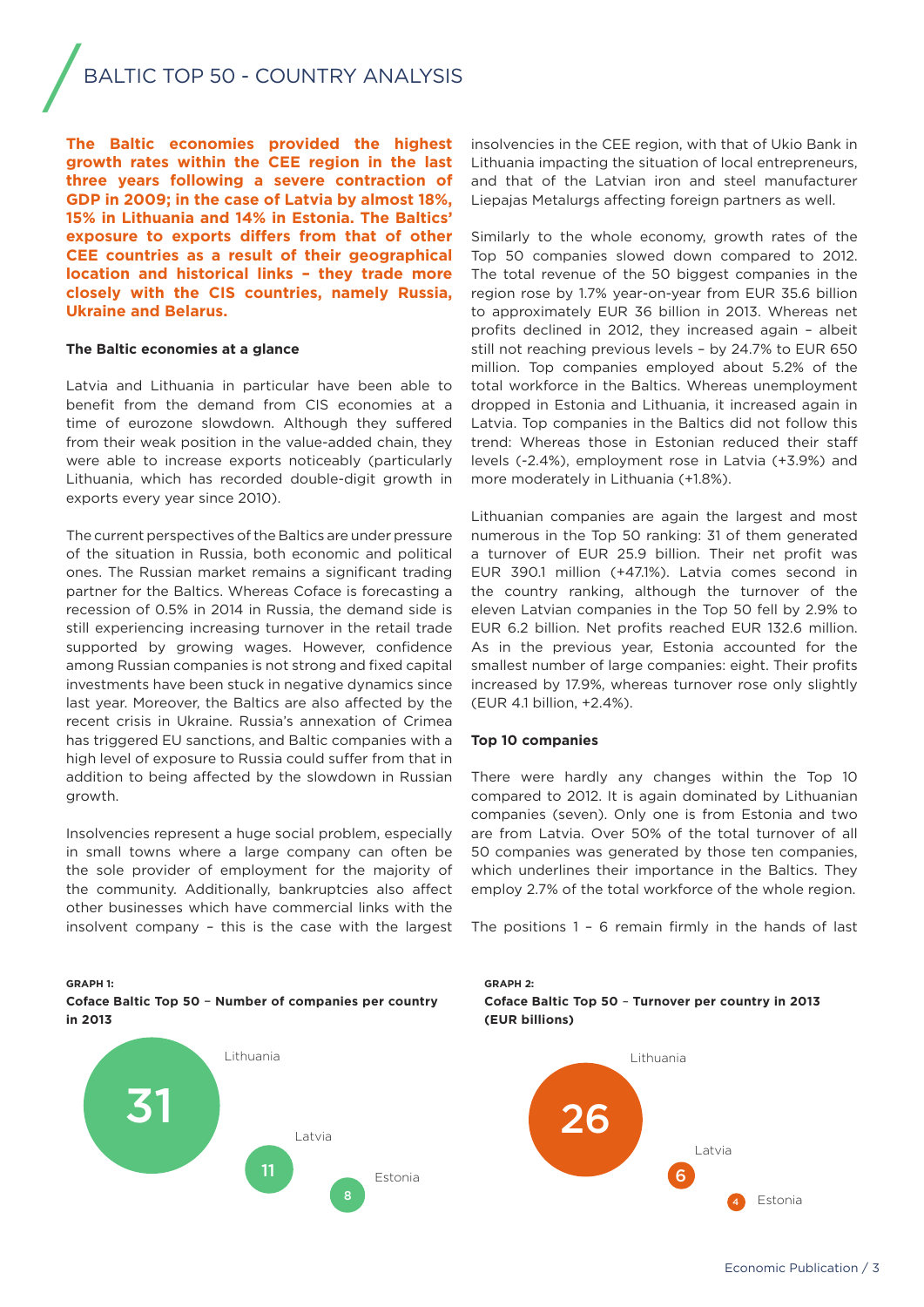# BALTIC TOP 50 - COUNTRY ANALYSIS

**The Baltic economies provided the highest growth rates within the CEE region in the last three years following a severe contraction of GDP in 2009; in the case of Latvia by almost 18%, 15% in Lithuania and 14% in Estonia. The Baltics' exposure to exports differs from that of other CEE countries as a result of their geographical location and historical links – they trade more closely with the CIS countries, namely Russia, Ukraine and Belarus.**

**The Baltic economies at a glance**

Latvia and Lithuania in particular have been able to benefit from the demand from CIS economies at a time of eurozone slowdown. Although they suffered from their weak position in the value-added chain, they were able to increase exports noticeably (particularly Lithuania, which has recorded double-digit growth in exports every year since 2010).

The current perspectives of the Baltics are under pressure of the situation in Russia, both economic and political ones. The Russian market remains a significant trading partner for the Baltics. Whereas Coface is forecasting a recession of 0.5% in 2014 in Russia, the demand side is still experiencing increasing turnover in the retail trade supported by growing wages. However, confidence among Russian companies is not strong and fixed capital investments have been stuck in negative dynamics since last year. Moreover, the Baltics are also affected by the recent crisis in Ukraine. Russia's annexation of Crimea has triggered EU sanctions, and Baltic companies with a high level of exposure to Russia could suffer from that in addition to being affected by the slowdown in Russian growth.

Insolvencies represent a huge social problem, especially in small towns where a large company can often be the sole provider of employment for the majority of the community. Additionally, bankruptcies also affect other businesses which have commercial links with the insolvent company – this is the case with the largest insolvencies in the CEE region, with that of Ukio Bank in Lithuania impacting the situation of local entrepreneurs, and that of the Latvian iron and steel manufacturer Liepajas Metalurgs affecting foreign partners as well.

Similarly to the whole economy, growth rates of the Top 50 companies slowed down compared to 2012. The total revenue of the 50 biggest companies in the region rose by 1.7% year-on-year from EUR 35.6 billion to approximately EUR 36 billion in 2013. Whereas net profits declined in 2012, they increased again – albeit still not reaching previous levels – by 24.7% to EUR 650 million. Top companies employed about 5.2% of the total workforce in the Baltics. Whereas unemployment dropped in Estonia and Lithuania, it increased again in Latvia. Top companies in the Baltics did not follow this trend: Whereas those in Estonian reduced their staff levels (-2.4%), employment rose in Latvia (+3.9%) and more moderately in Lithuania (+1.8%).

Lithuanian companies are again the largest and most numerous in the Top 50 ranking: 31 of them generated a turnover of EUR 25.9 billion. Their net profit was EUR 390.1 million (+47.1%). Latvia comes second in the country ranking, although the turnover of the eleven Latvian companies in the Top 50 fell by 2.9% to EUR 6.2 billion. Net profits reached EUR 132.6 million. As in the previous year, Estonia accounted for the smallest number of large companies: eight. Their profits increased by 17.9%, whereas turnover rose only slightly (EUR 4.1 billion, +2.4%).

**Top 10 companies**

There were hardly any changes within the Top 10 compared to 2012. It is again dominated by Lithuanian companies (seven). Only one is from Estonia and two are from Latvia. Over 50% of the total turnover of all 50 companies was generated by those ten companies, which underlines their importance in the Baltics. They employ 2.7% of the total workforce of the whole region.

The positions 1 – 6 remain firmly in the hands of last

**GRAPH 1:**
**Coface Baltic Top 50 – Number of companies per country in 2013**

| Country | Number of companies |
|---|---|
| Lithuania | 31 |
| Latvia | 11 |
| Estonia | 8 |

**GRAPH 2:**
**Coface Baltic Top 50 – Turnover per country in 2013 (EUR billions)**

| Country | Turnover |
|---|---|
| Lithuania | 26 |
| Latvia | 6 |
| Estonia | 4 |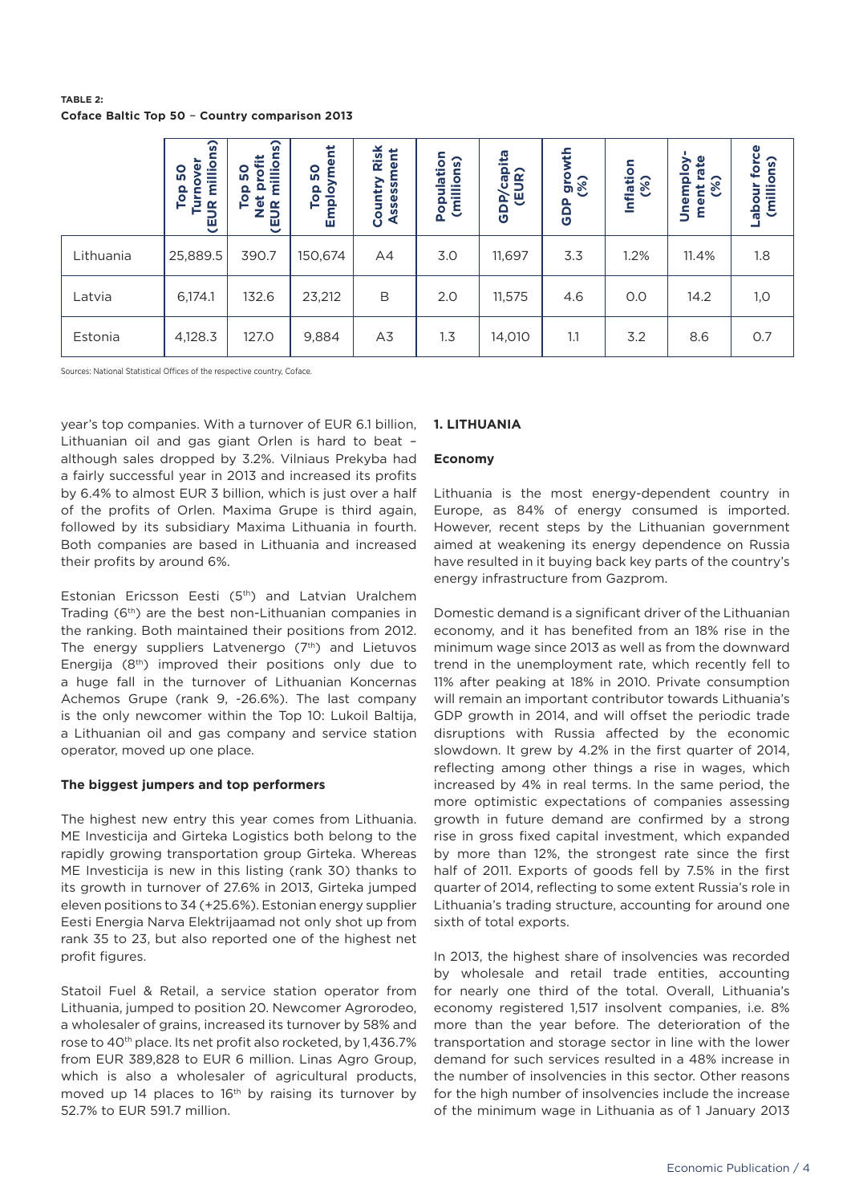**TABLE 2:**
**Coface Baltic Top 50 – Country comparison 2013**

| | Top 50 Turnover (EUR millions) | Top 50 Net profit (EUR millions) | Top 50 Employment | Country Risk Assessment | Population (millions) | GDP/capita (EUR) | GDP growth (%) | Inflation (%) | Unemploy-ment rate (%) | Labour force (millions) |
|---|---|---|---|---|---|---|---|---|---|---|
| Lithuania | 25,889.5 | 390.7 | 150,674 | A4 | 3.0 | 11,697 | 3.3 | 1.2% | 11.4% | 1.8 |
| Latvia | 6,174.1 | 132.6 | 23,212 | B | 2.0 | 11,575 | 4.6 | 0.0 | 14.2 | 1,0 |
| Estonia | 4,128.3 | 127.0 | 9,884 | A3 | 1.3 | 14,010 | 1.1 | 3.2 | 8.6 | 0.7 |

Sources: National Statistical Offices of the respective country, Coface.

year's top companies. With a turnover of EUR 6.1 billion, Lithuanian oil and gas giant Orlen is hard to beat – although sales dropped by 3.2%. Vilniaus Prekyba had a fairly successful year in 2013 and increased its profits by 6.4% to almost EUR 3 billion, which is just over a half of the profits of Orlen. Maxima Grupe is third again, followed by its subsidiary Maxima Lithuania in fourth. Both companies are based in Lithuania and increased their profits by around 6%.

Estonian Ericsson Eesti (5th) and Latvian Uralchem Trading (6th) are the best non-Lithuanian companies in the ranking. Both maintained their positions from 2012. The energy suppliers Latvenergo (7th) and Lietuvos Energija (8th) improved their positions only due to a huge fall in the turnover of Lithuanian Koncernas Achemos Grupe (rank 9, -26.6%). The last company is the only newcomer within the Top 10: Lukoil Baltija, a Lithuanian oil and gas company and service station operator, moved up one place.

### The biggest jumpers and top performers

The highest new entry this year comes from Lithuania. ME Investicija and Girteka Logistics both belong to the rapidly growing transportation group Girteka. Whereas ME Investicija is new in this listing (rank 30) thanks to its growth in turnover of 27.6% in 2013, Girteka jumped eleven positions to 34 (+25.6%). Estonian energy supplier Eesti Energia Narva Elektrijaamad not only shot up from rank 35 to 23, but also reported one of the highest net profit figures.

Statoil Fuel & Retail, a service station operator from Lithuania, jumped to position 20. Newcomer Agrorodeo, a wholesaler of grains, increased its turnover by 58% and rose to 40th place. Its net profit also rocketed, by 1,436.7% from EUR 389,828 to EUR 6 million. Linas Agro Group, which is also a wholesaler of agricultural products, moved up 14 places to 16th by raising its turnover by 52.7% to EUR 591.7 million.

## 1. LITHUANIA

### Economy

Lithuania is the most energy-dependent country in Europe, as 84% of energy consumed is imported. However, recent steps by the Lithuanian government aimed at weakening its energy dependence on Russia have resulted in it buying back key parts of the country's energy infrastructure from Gazprom.

Domestic demand is a significant driver of the Lithuanian economy, and it has benefited from an 18% rise in the minimum wage since 2013 as well as from the downward trend in the unemployment rate, which recently fell to 11% after peaking at 18% in 2010. Private consumption will remain an important contributor towards Lithuania's GDP growth in 2014, and will offset the periodic trade disruptions with Russia affected by the economic slowdown. It grew by 4.2% in the first quarter of 2014, reflecting among other things a rise in wages, which increased by 4% in real terms. In the same period, the more optimistic expectations of companies assessing growth in future demand are confirmed by a strong rise in gross fixed capital investment, which expanded by more than 12%, the strongest rate since the first half of 2011. Exports of goods fell by 7.5% in the first quarter of 2014, reflecting to some extent Russia's role in Lithuania's trading structure, accounting for around one sixth of total exports.

In 2013, the highest share of insolvencies was recorded by wholesale and retail trade entities, accounting for nearly one third of the total. Overall, Lithuania's economy registered 1,517 insolvent companies, i.e. 8% more than the year before. The deterioration of the transportation and storage sector in line with the lower demand for such services resulted in a 48% increase in the number of insolvencies in this sector. Other reasons for the high number of insolvencies include the increase of the minimum wage in Lithuania as of 1 January 2013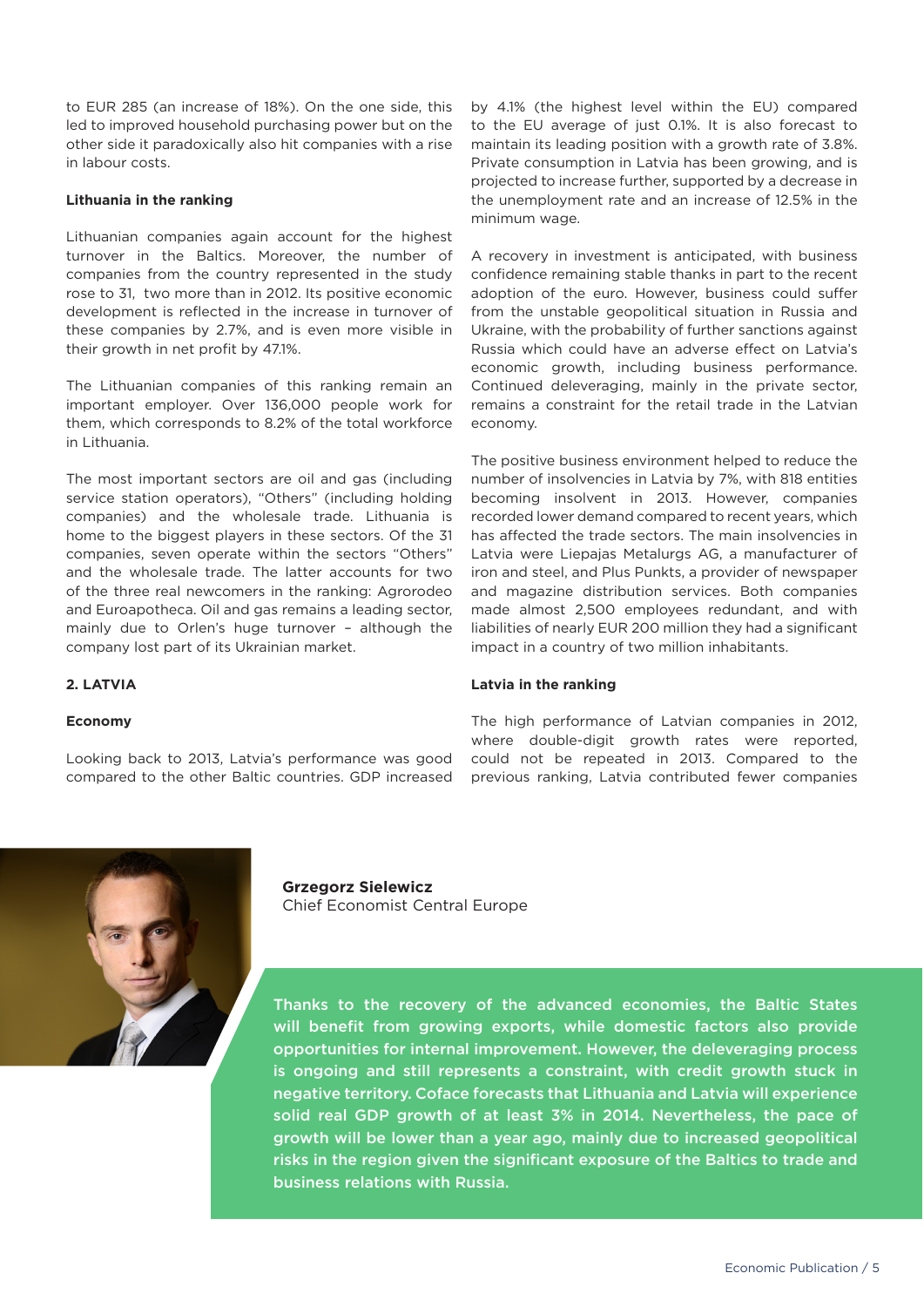to EUR 285 (an increase of 18%). On the one side, this led to improved household purchasing power but on the other side it paradoxically also hit companies with a rise in labour costs.

**Lithuania in the ranking**

Lithuanian companies again account for the highest turnover in the Baltics. Moreover, the number of companies from the country represented in the study rose to 31, two more than in 2012. Its positive economic development is reflected in the increase in turnover of these companies by 2.7%, and is even more visible in their growth in net profit by 47.1%.

The Lithuanian companies of this ranking remain an important employer. Over 136,000 people work for them, which corresponds to 8.2% of the total workforce in Lithuania.

The most important sectors are oil and gas (including service station operators), "Others" (including holding companies) and the wholesale trade. Lithuania is home to the biggest players in these sectors. Of the 31 companies, seven operate within the sectors "Others" and the wholesale trade. The latter accounts for two of the three real newcomers in the ranking: Agrorodeo and Euroapotheca. Oil and gas remains a leading sector, mainly due to Orlen's huge turnover – although the company lost part of its Ukrainian market.

## 2. LATVIA

**Economy**

Looking back to 2013, Latvia's performance was good compared to the other Baltic countries. GDP increased by 4.1% (the highest level within the EU) compared to the EU average of just 0.1%. It is also forecast to maintain its leading position with a growth rate of 3.8%. Private consumption in Latvia has been growing, and is projected to increase further, supported by a decrease in the unemployment rate and an increase of 12.5% in the minimum wage.

A recovery in investment is anticipated, with business confidence remaining stable thanks in part to the recent adoption of the euro. However, business could suffer from the unstable geopolitical situation in Russia and Ukraine, with the probability of further sanctions against Russia which could have an adverse effect on Latvia's economic growth, including business performance. Continued deleveraging, mainly in the private sector, remains a constraint for the retail trade in the Latvian economy.

The positive business environment helped to reduce the number of insolvencies in Latvia by 7%, with 818 entities becoming insolvent in 2013. However, companies recorded lower demand compared to recent years, which has affected the trade sectors. The main insolvencies in Latvia were Liepajas Metalurgs AG, a manufacturer of iron and steel, and Plus Punkts, a provider of newspaper and magazine distribution services. Both companies made almost 2,500 employees redundant, and with liabilities of nearly EUR 200 million they had a significant impact in a country of two million inhabitants.

**Latvia in the ranking**

The high performance of Latvian companies in 2012, where double-digit growth rates were reported, could not be repeated in 2013. Compared to the previous ranking, Latvia contributed fewer companies

**Grzegorz Sielewicz**
Chief Economist Central Europe

**Thanks to the recovery of the advanced economies, the Baltic States will benefit from growing exports, while domestic factors also provide opportunities for internal improvement. However, the deleveraging process is ongoing and still represents a constraint, with credit growth stuck in negative territory. Coface forecasts that Lithuania and Latvia will experience solid real GDP growth of at least 3% in 2014. Nevertheless, the pace of growth will be lower than a year ago, mainly due to increased geopolitical risks in the region given the significant exposure of the Baltics to trade and business relations with Russia.**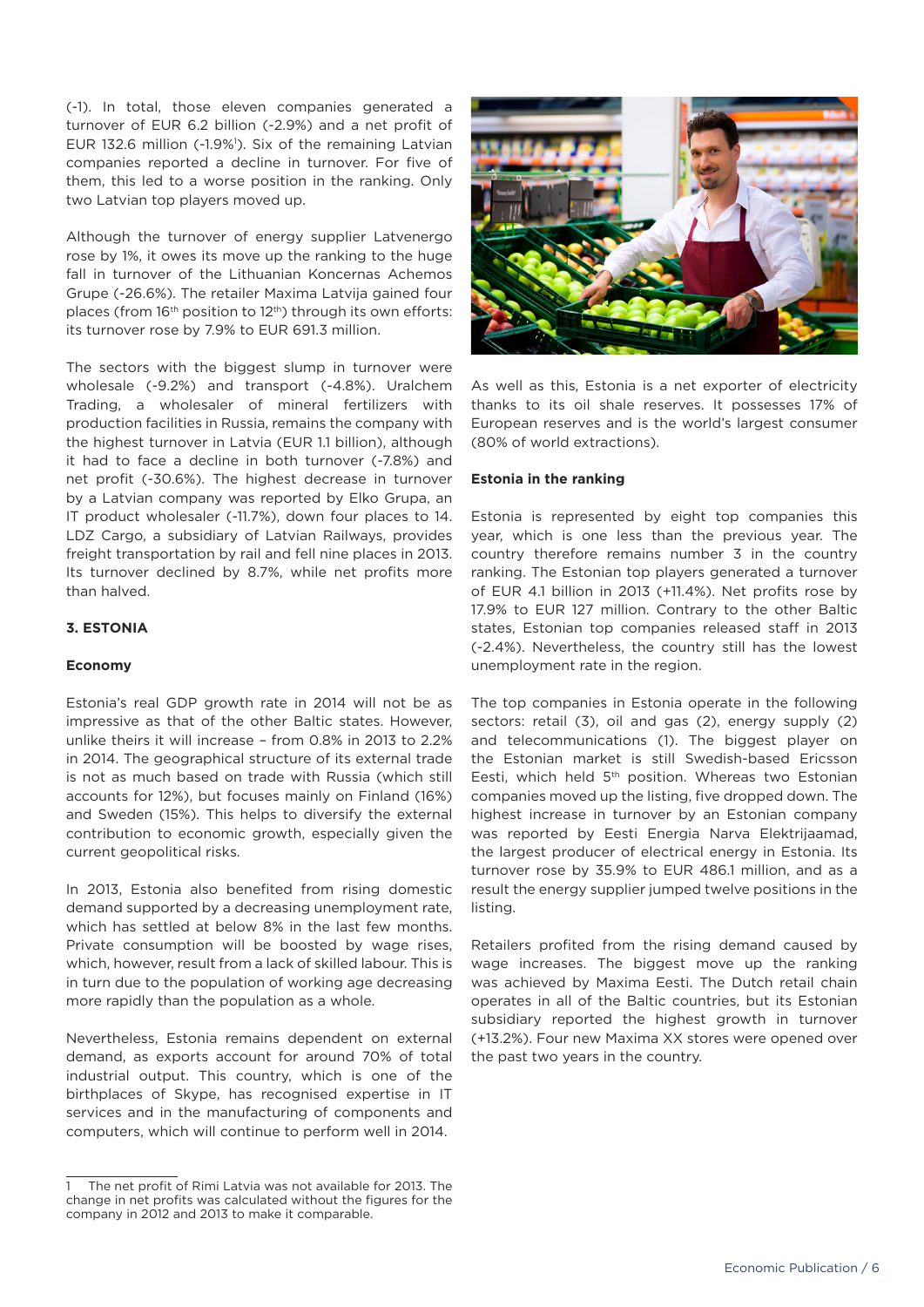(-1). In total, those eleven companies generated a turnover of EUR 6.2 billion (-2.9%) and a net profit of EUR 132.6 million (-1.9%[1]). Six of the remaining Latvian companies reported a decline in turnover. For five of them, this led to a worse position in the ranking. Only two Latvian top players moved up.

Although the turnover of energy supplier Latvenergo rose by 1%, it owes its move up the ranking to the huge fall in turnover of the Lithuanian Koncernas Achemos Grupe (-26.6%). The retailer Maxima Latvija gained four places (from 16th position to 12th) through its own efforts: its turnover rose by 7.9% to EUR 691.3 million.

The sectors with the biggest slump in turnover were wholesale (-9.2%) and transport (-4.8%). Uralchem Trading, a wholesaler of mineral fertilizers with production facilities in Russia, remains the company with the highest turnover in Latvia (EUR 1.1 billion), although it had to face a decline in both turnover (-7.8%) and net profit (-30.6%). The highest decrease in turnover by a Latvian company was reported by Elko Grupa, an IT product wholesaler (-11.7%), down four places to 14. LDZ Cargo, a subsidiary of Latvian Railways, provides freight transportation by rail and fell nine places in 2013. Its turnover declined by 8.7%, while net profits more than halved.

### 3. ESTONIA

#### Economy

Estonia's real GDP growth rate in 2014 will not be as impressive as that of the other Baltic states. However, unlike theirs it will increase – from 0.8% in 2013 to 2.2% in 2014. The geographical structure of its external trade is not as much based on trade with Russia (which still accounts for 12%), but focuses mainly on Finland (16%) and Sweden (15%). This helps to diversify the external contribution to economic growth, especially given the current geopolitical risks.

In 2013, Estonia also benefited from rising domestic demand supported by a decreasing unemployment rate, which has settled at below 8% in the last few months. Private consumption will be boosted by wage rises, which, however, result from a lack of skilled labour. This is in turn due to the population of working age decreasing more rapidly than the population as a whole.

Nevertheless, Estonia remains dependent on external demand, as exports account for around 70% of total industrial output. This country, which is one of the birthplaces of Skype, has recognised expertise in IT services and in the manufacturing of components and computers, which will continue to perform well in 2014.

As well as this, Estonia is a net exporter of electricity thanks to its oil shale reserves. It possesses 17% of European reserves and is the world's largest consumer (80% of world extractions).

#### Estonia in the ranking

Estonia is represented by eight top companies this year, which is one less than the previous year. The country therefore remains number 3 in the country ranking. The Estonian top players generated a turnover of EUR 4.1 billion in 2013 (+11.4%). Net profits rose by 17.9% to EUR 127 million. Contrary to the other Baltic states, Estonian top companies released staff in 2013 (-2.4%). Nevertheless, the country still has the lowest unemployment rate in the region.

The top companies in Estonia operate in the following sectors: retail (3), oil and gas (2), energy supply (2) and telecommunications (1). The biggest player on the Estonian market is still Swedish-based Ericsson Eesti, which held 5th position. Whereas two Estonian companies moved up the listing, five dropped down. The highest increase in turnover by an Estonian company was reported by Eesti Energia Narva Elektrijaamad, the largest producer of electrical energy in Estonia. Its turnover rose by 35.9% to EUR 486.1 million, and as a result the energy supplier jumped twelve positions in the listing.

Retailers profited from the rising demand caused by wage increases. The biggest move up the ranking was achieved by Maxima Eesti. The Dutch retail chain operates in all of the Baltic countries, but its Estonian subsidiary reported the highest growth in turnover (+13.2%). Four new Maxima XX stores were opened over the past two years in the country.

---

[1] The net profit of Rimi Latvia was not available for 2013. The change in net profits was calculated without the figures for the company in 2012 and 2013 to make it comparable.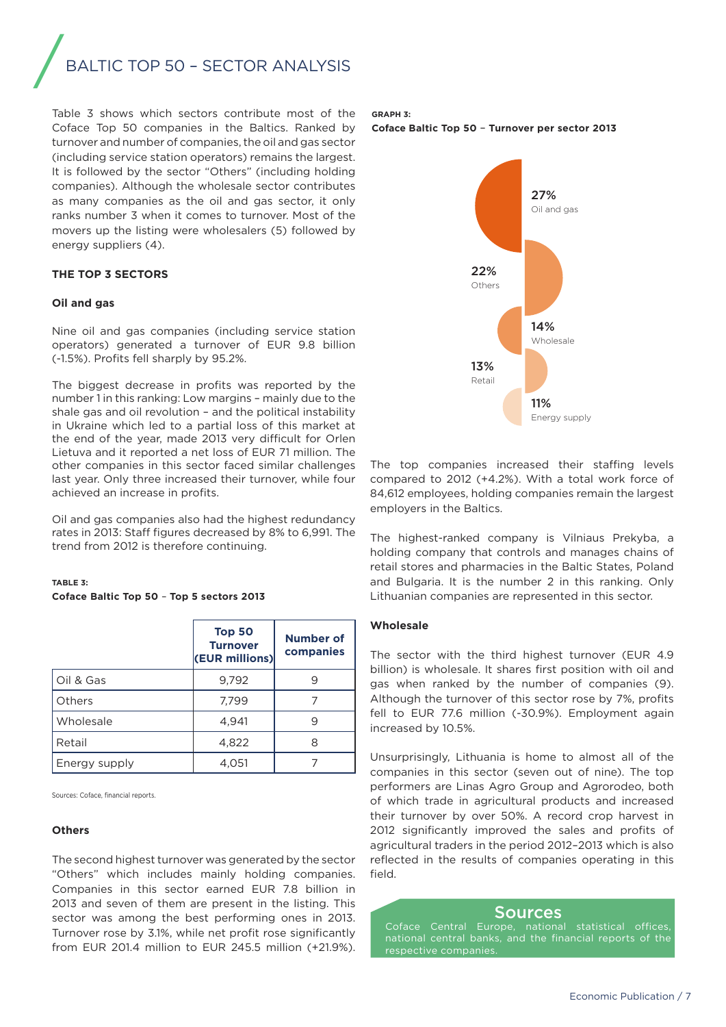# BALTIC TOP 50 – SECTOR ANALYSIS

Table 3 shows which sectors contribute most of the Coface Top 50 companies in the Baltics. Ranked by turnover and number of companies, the oil and gas sector (including service station operators) remains the largest. It is followed by the sector "Others" (including holding companies). Although the wholesale sector contributes as many companies as the oil and gas sector, it only ranks number 3 when it comes to turnover. Most of the movers up the listing were wholesalers (5) followed by energy suppliers (4).

## THE TOP 3 SECTORS

### Oil and gas

Nine oil and gas companies (including service station operators) generated a turnover of EUR 9.8 billion (-1.5%). Profits fell sharply by 95.2%.

The biggest decrease in profits was reported by the number 1 in this ranking: Low margins – mainly due to the shale gas and oil revolution – and the political instability in Ukraine which led to a partial loss of this market at the end of the year, made 2013 very difficult for Orlen Lietuva and it reported a net loss of EUR 71 million. The other companies in this sector faced similar challenges last year. Only three increased their turnover, while four achieved an increase in profits.

Oil and gas companies also had the highest redundancy rates in 2013: Staff figures decreased by 8% to 6,991. The trend from 2012 is therefore continuing.

**TABLE 3:**
**Coface Baltic Top 50 – Top 5 sectors 2013**

| | Top 50 Turnover (EUR millions) | Number of companies |
|---|---|---|
| Oil & Gas | 9,792 | 9 |
| Others | 7,799 | 7 |
| Wholesale | 4,941 | 9 |
| Retail | 4,822 | 8 |
| Energy supply | 4,051 | 7 |

Sources: Coface, financial reports.

### Others

The second highest turnover was generated by the sector "Others" which includes mainly holding companies. Companies in this sector earned EUR 7.8 billion in 2013 and seven of them are present in the listing. This sector was among the best performing ones in 2013. Turnover rose by 3.1%, while net profit rose significantly from EUR 201.4 million to EUR 245.5 million (+21.9%).

**GRAPH 3:**
**Coface Baltic Top 50 – Turnover per sector 2013**

- 27% Oil and gas
- 22% Others
- 14% Wholesale
- 13% Retail
- 11% Energy supply

The top companies increased their staffing levels compared to 2012 (+4.2%). With a total work force of 84,612 employees, holding companies remain the largest employers in the Baltics.

The highest-ranked company is Vilniaus Prekyba, a holding company that controls and manages chains of retail stores and pharmacies in the Baltic States, Poland and Bulgaria. It is the number 2 in this ranking. Only Lithuanian companies are represented in this sector.

### Wholesale

The sector with the third highest turnover (EUR 4.9 billion) is wholesale. It shares first position with oil and gas when ranked by the number of companies (9). Although the turnover of this sector rose by 7%, profits fell to EUR 77.6 million (-30.9%). Employment again increased by 10.5%.

Unsurprisingly, Lithuania is home to almost all of the companies in this sector (seven out of nine). The top performers are Linas Agro Group and Agrorodeo, both of which trade in agricultural products and increased their turnover by over 50%. A record crop harvest in 2012 significantly improved the sales and profits of agricultural traders in the period 2012–2013 which is also reflected in the results of companies operating in this field.

**Sources**

Coface Central Europe, national statistical offices, national central banks, and the financial reports of the respective companies.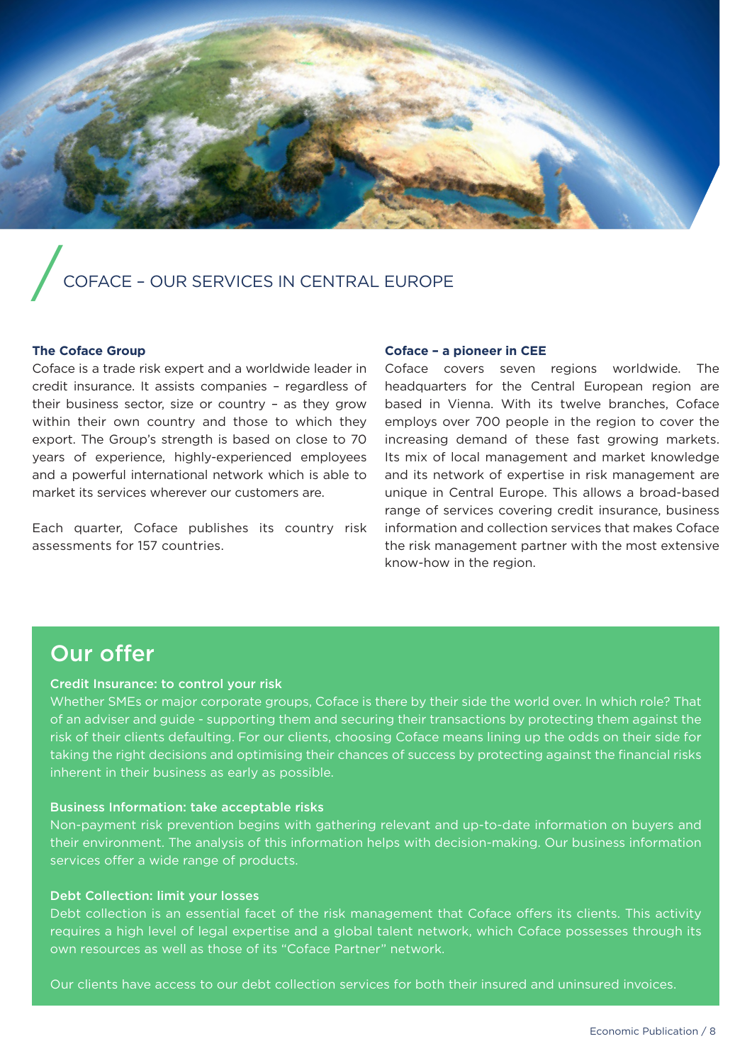# COFACE – OUR SERVICES IN CENTRAL EUROPE

**The Coface Group**

Coface is a trade risk expert and a worldwide leader in credit insurance. It assists companies – regardless of their business sector, size or country – as they grow within their own country and those to which they export. The Group's strength is based on close to 70 years of experience, highly-experienced employees and a powerful international network which is able to market its services wherever our customers are.

Each quarter, Coface publishes its country risk assessments for 157 countries.

**Coface – a pioneer in CEE**

Coface covers seven regions worldwide. The headquarters for the Central European region are based in Vienna. With its twelve branches, Coface employs over 700 people in the region to cover the increasing demand of these fast growing markets. Its mix of local management and market knowledge and its network of expertise in risk management are unique in Central Europe. This allows a broad-based range of services covering credit insurance, business information and collection services that makes Coface the risk management partner with the most extensive know-how in the region.

## Our offer

### Credit Insurance: to control your risk

Whether SMEs or major corporate groups, Coface is there by their side the world over. In which role? That of an adviser and guide - supporting them and securing their transactions by protecting them against the risk of their clients defaulting. For our clients, choosing Coface means lining up the odds on their side for taking the right decisions and optimising their chances of success by protecting against the financial risks inherent in their business as early as possible.

### Business Information: take acceptable risks

Non-payment risk prevention begins with gathering relevant and up-to-date information on buyers and their environment. The analysis of this information helps with decision-making. Our business information services offer a wide range of products.

### Debt Collection: limit your losses

Debt collection is an essential facet of the risk management that Coface offers its clients. This activity requires a high level of legal expertise and a global talent network, which Coface possesses through its own resources as well as those of its "Coface Partner" network.

Our clients have access to our debt collection services for both their insured and uninsured invoices.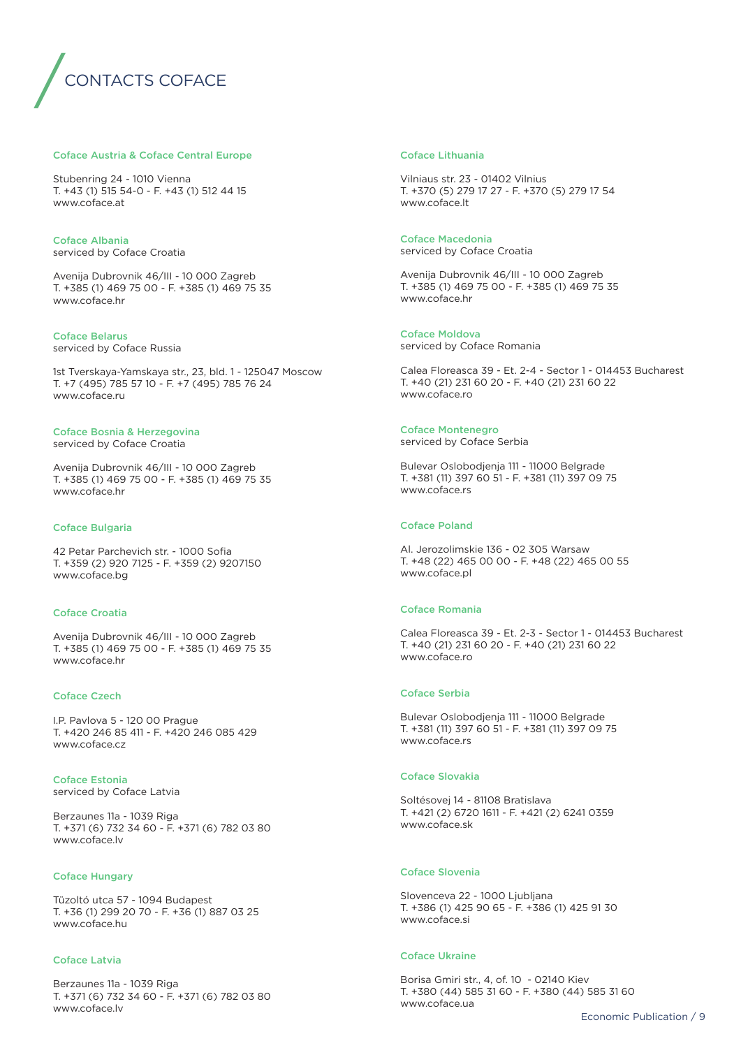# CONTACTS COFACE

### Coface Austria & Coface Central Europe

Stubenring 24 - 1010 Vienna
T. +43 (1) 515 54-0 - F. +43 (1) 512 44 15
www.coface.at

### Coface Albania
serviced by Coface Croatia

Avenija Dubrovnik 46/III - 10 000 Zagreb
T. +385 (1) 469 75 00 - F. +385 (1) 469 75 35
www.coface.hr

### Coface Belarus
serviced by Coface Russia

1st Tverskaya-Yamskaya str., 23, bld. 1 - 125047 Moscow
T. +7 (495) 785 57 10 - F. +7 (495) 785 76 24
www.coface.ru

### Coface Bosnia & Herzegovina
serviced by Coface Croatia

Avenija Dubrovnik 46/III - 10 000 Zagreb
T. +385 (1) 469 75 00 - F. +385 (1) 469 75 35
www.coface.hr

### Coface Bulgaria

42 Petar Parchevich str. - 1000 Sofia
T. +359 (2) 920 7125 - F. +359 (2) 9207150
www.coface.bg

### Coface Croatia

Avenija Dubrovnik 46/III - 10 000 Zagreb
T. +385 (1) 469 75 00 - F. +385 (1) 469 75 35
www.coface.hr

### Coface Czech

I.P. Pavlova 5 - 120 00 Prague
T. +420 246 85 411 - F. +420 246 085 429
www.coface.cz

### Coface Estonia
serviced by Coface Latvia

Berzaunes 11a - 1039 Riga
T. +371 (6) 732 34 60 - F. +371 (6) 782 03 80
www.coface.lv

### Coface Hungary

Tüzoltó utca 57 - 1094 Budapest
T. +36 (1) 299 20 70 - F. +36 (1) 887 03 25
www.coface.hu

### Coface Latvia

Berzaunes 11a - 1039 Riga
T. +371 (6) 732 34 60 - F. +371 (6) 782 03 80
www.coface.lv

### Coface Lithuania

Vilniaus str. 23 - 01402 Vilnius
T. +370 (5) 279 17 27 - F. +370 (5) 279 17 54
www.coface.lt

### Coface Macedonia
serviced by Coface Croatia

Avenija Dubrovnik 46/III - 10 000 Zagreb
T. +385 (1) 469 75 00 - F. +385 (1) 469 75 35
www.coface.hr

### Coface Moldova
serviced by Coface Romania

Calea Floreasca 39 - Et. 2-4 - Sector 1 - 014453 Bucharest
T. +40 (21) 231 60 20 - F. +40 (21) 231 60 22
www.coface.ro

### Coface Montenegro
serviced by Coface Serbia

Bulevar Oslobodjenja 111 - 11000 Belgrade
T. +381 (11) 397 60 51 - F. +381 (11) 397 09 75
www.coface.rs

### Coface Poland

Al. Jerozolimskie 136 - 02 305 Warsaw
T. +48 (22) 465 00 00 - F. +48 (22) 465 00 55
www.coface.pl

### Coface Romania

Calea Floreasca 39 - Et. 2-3 - Sector 1 - 014453 Bucharest
T. +40 (21) 231 60 20 - F. +40 (21) 231 60 22
www.coface.ro

### Coface Serbia

Bulevar Oslobodjenja 111 - 11000 Belgrade
T. +381 (11) 397 60 51 - F. +381 (11) 397 09 75
www.coface.rs

### Coface Slovakia

Soltésovej 14 - 81108 Bratislava
T. +421 (2) 6720 1611 - F. +421 (2) 6241 0359
www.coface.sk

### Coface Slovenia

Slovenceva 22 - 1000 Ljubljana
T. +386 (1) 425 90 65 - F. +386 (1) 425 91 30
www.coface.si

### Coface Ukraine

Borisa Gmiri str., 4, of. 10 - 02140 Kiev
T. +380 (44) 585 31 60 - F. +380 (44) 585 31 60
www.coface.ua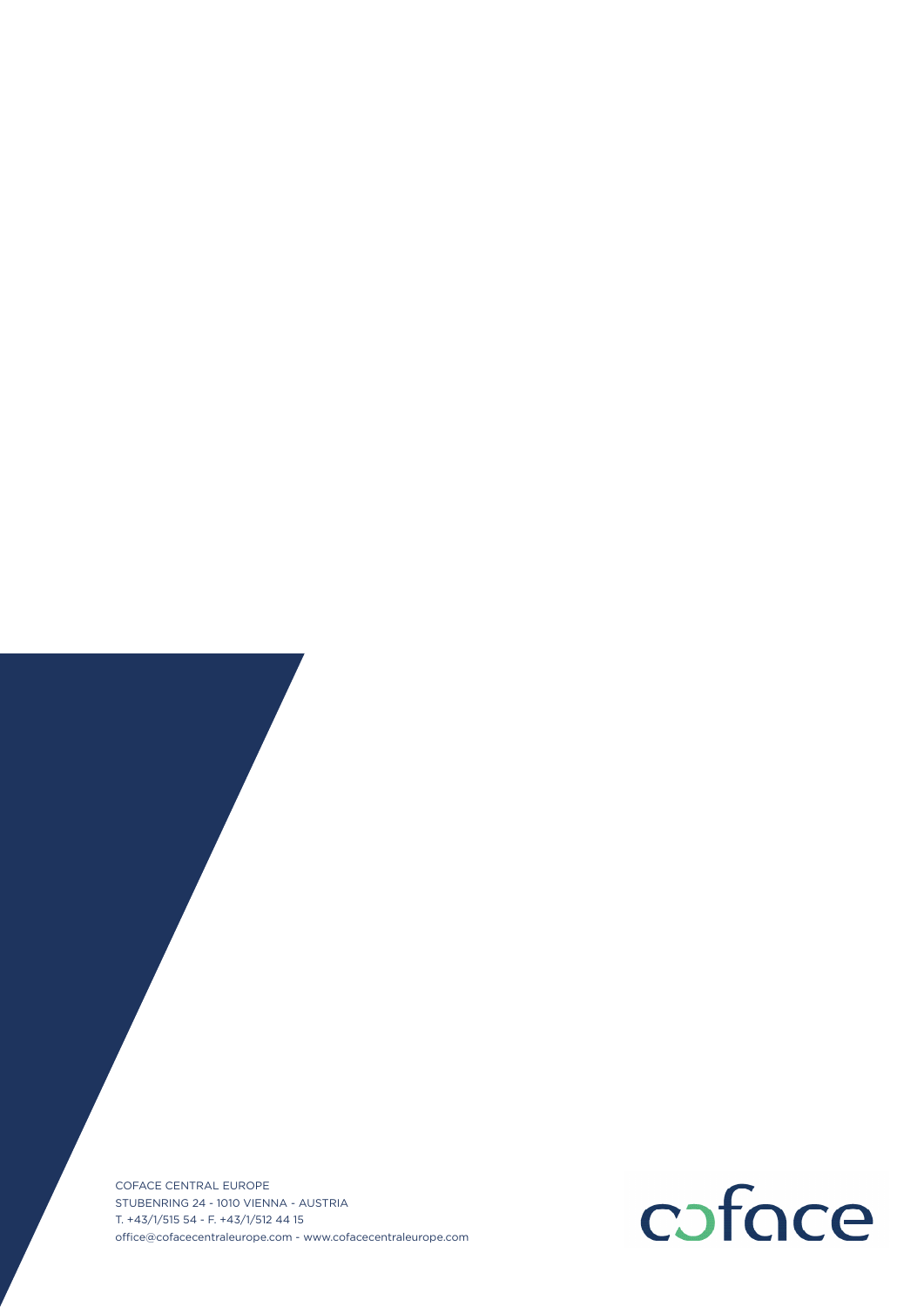COFACE CENTRAL EUROPE
STUBENRING 24 - 1010 VIENNA - AUSTRIA
T. +43/1/515 54 - F. +43/1/512 44 15
office@cofacecentraleurope.com - www.cofacecentraleurope.com

coface